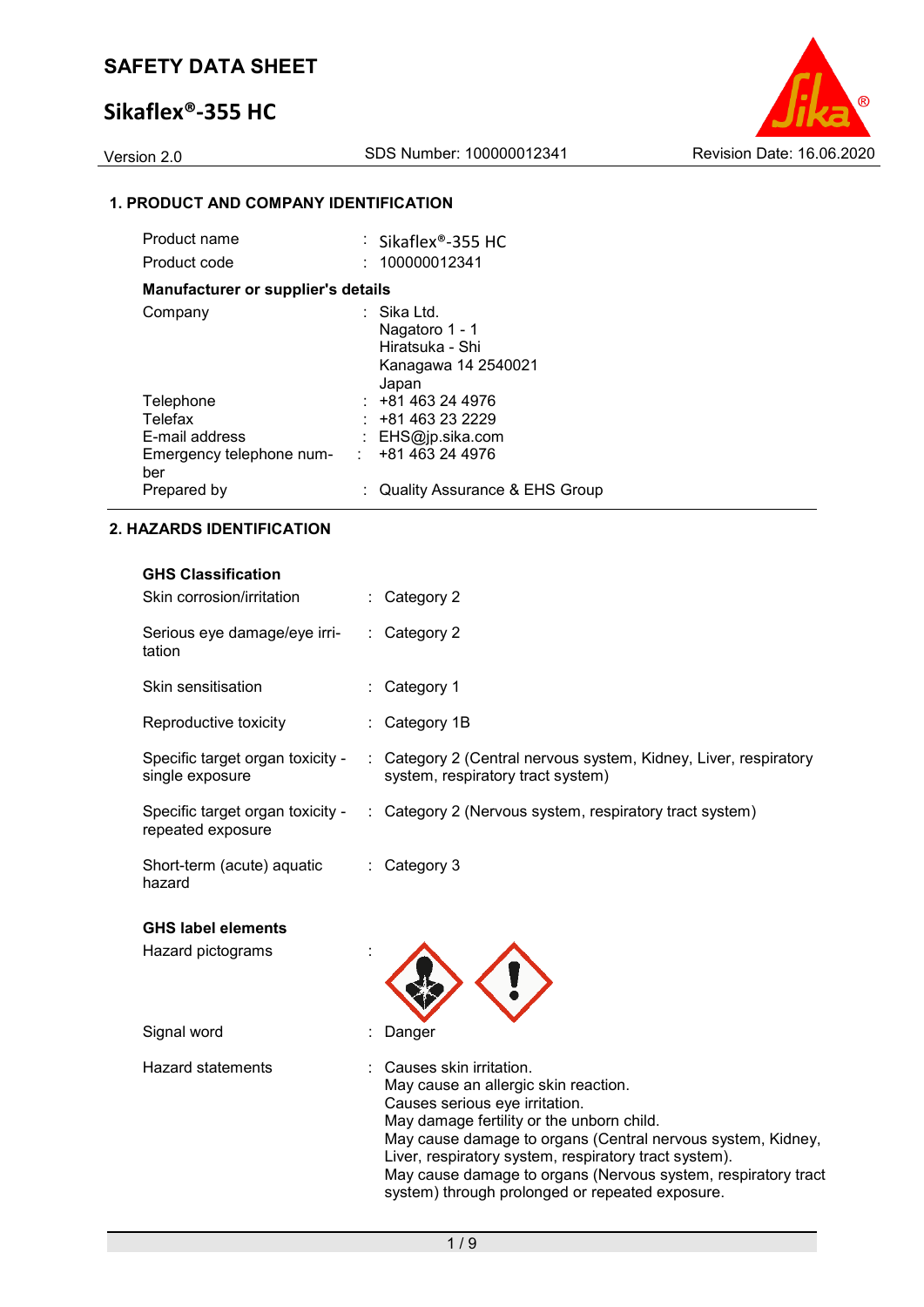# SAFETY DATA SHEET

## Sikaflex®-355 HC

Version 2.0 | SDS Number: 100000012341 | Revision Date: 16.06.2020

### 1. PRODUCT AND COMPANY IDENTIFICATION

| | | |
|---|---|---|
| Product name | : | Sikaflex®-355 HC |
| Product code | : | 100000012341 |

**Manufacturer or supplier's details**

| | | |
|---|---|---|
| Company | : | Sika Ltd.<br>Nagatoro 1 - 1<br>Hiratsuka - Shi<br>Kanagawa 14 2540021<br>Japan |
| Telephone | : | +81 463 24 4976 |
| Telefax | : | +81 463 23 2229 |
| E-mail address | : | EHS@jp.sika.com |
| Emergency telephone number | : | +81 463 24 4976 |
| Prepared by | : | Quality Assurance & EHS Group |

### 2. HAZARDS IDENTIFICATION

**GHS Classification**

| | | |
|---|---|---|
| Skin corrosion/irritation | : | Category 2 |
| Serious eye damage/eye irritation | : | Category 2 |
| Skin sensitisation | : | Category 1 |
| Reproductive toxicity | : | Category 1B |
| Specific target organ toxicity - single exposure | : | Category 2 (Central nervous system, Kidney, Liver, respiratory system, respiratory tract system) |
| Specific target organ toxicity - repeated exposure | : | Category 2 (Nervous system, respiratory tract system) |
| Short-term (acute) aquatic hazard | : | Category 3 |

**GHS label elements**

| | | |
|---|---|---|
| Hazard pictograms | : | |
| Signal word | : | Danger |
| Hazard statements | : | Causes skin irritation.<br>May cause an allergic skin reaction.<br>Causes serious eye irritation.<br>May damage fertility or the unborn child.<br>May cause damage to organs (Central nervous system, Kidney, Liver, respiratory system, respiratory tract system).<br>May cause damage to organs (Nervous system, respiratory tract system) through prolonged or repeated exposure. |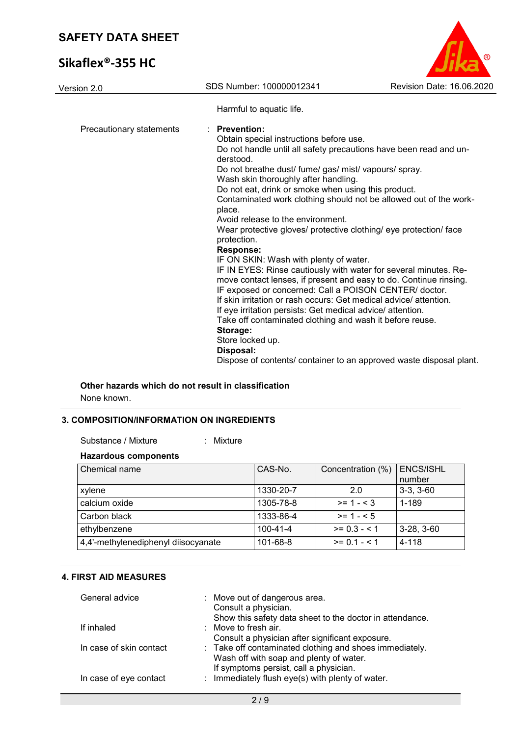Harmful to aquatic life.

Precautionary statements : **Prevention:**
Obtain special instructions before use.
Do not handle until all safety precautions have been read and understood.
Do not breathe dust/ fume/ gas/ mist/ vapours/ spray.
Wash skin thoroughly after handling.
Do not eat, drink or smoke when using this product.
Contaminated work clothing should not be allowed out of the workplace.
Avoid release to the environment.
Wear protective gloves/ protective clothing/ eye protection/ face protection.
**Response:**
IF ON SKIN: Wash with plenty of water.
IF IN EYES: Rinse cautiously with water for several minutes. Remove contact lenses, if present and easy to do. Continue rinsing.
IF exposed or concerned: Call a POISON CENTER/ doctor.
If skin irritation or rash occurs: Get medical advice/ attention.
If eye irritation persists: Get medical advice/ attention.
Take off contaminated clothing and wash it before reuse.
**Storage:**
Store locked up.
**Disposal:**
Dispose of contents/ container to an approved waste disposal plant.

**Other hazards which do not result in classification**

None known.

## 3. COMPOSITION/INFORMATION ON INGREDIENTS

Substance / Mixture : Mixture

**Hazardous components**

| Chemical name | CAS-No. | Concentration (%) | ENCS/ISHL number |
|---|---|---|---|
| xylene | 1330-20-7 | 2.0 | 3-3, 3-60 |
| calcium oxide | 1305-78-8 | >= 1 - < 3 | 1-189 |
| Carbon black | 1333-86-4 | >= 1 - < 5 | |
| ethylbenzene | 100-41-4 | >= 0.3 - < 1 | 3-28, 3-60 |
| 4,4'-methylenediphenyl diisocyanate | 101-68-8 | >= 0.1 - < 1 | 4-118 |

## 4. FIRST AID MEASURES

General advice : Move out of dangerous area.
Consult a physician.
Show this safety data sheet to the doctor in attendance.

If inhaled : Move to fresh air.
Consult a physician after significant exposure.

In case of skin contact : Take off contaminated clothing and shoes immediately.
Wash off with soap and plenty of water.
If symptoms persist, call a physician.

In case of eye contact : Immediately flush eye(s) with plenty of water.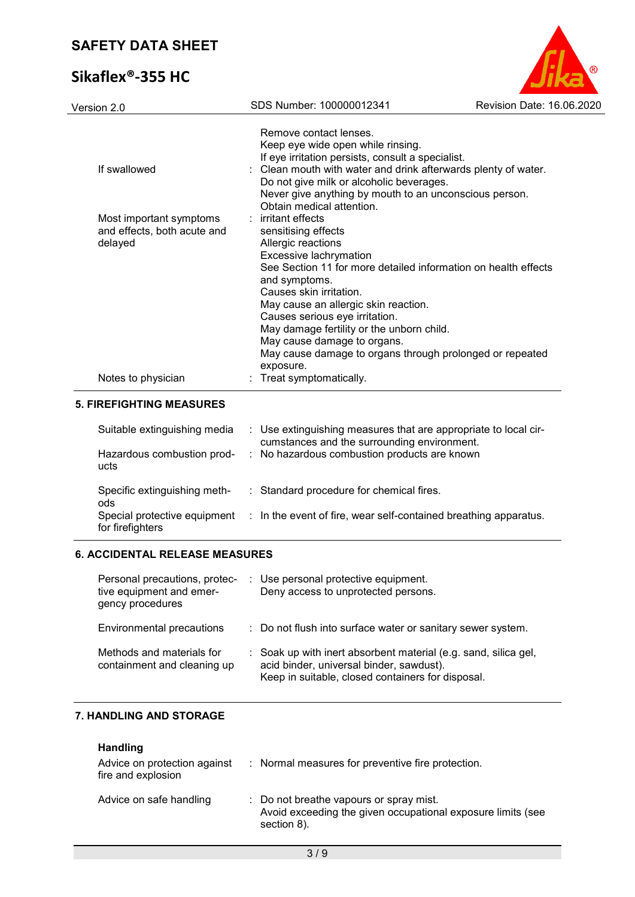| | | |
|---|---|---|
| | | Remove contact lenses.<br>Keep eye wide open while rinsing.<br>If eye irritation persists, consult a specialist. |
| If swallowed | : | Clean mouth with water and drink afterwards plenty of water.<br>Do not give milk or alcoholic beverages.<br>Never give anything by mouth to an unconscious person.<br>Obtain medical attention. |
| Most important symptoms and effects, both acute and delayed | : | irritant effects<br>sensitising effects<br>Allergic reactions<br>Excessive lachrymation<br>See Section 11 for more detailed information on health effects and symptoms.<br>Causes skin irritation.<br>May cause an allergic skin reaction.<br>Causes serious eye irritation.<br>May damage fertility or the unborn child.<br>May cause damage to organs.<br>May cause damage to organs through prolonged or repeated exposure. |
| Notes to physician | : | Treat symptomatically. |

## 5. FIREFIGHTING MEASURES

| | | |
|---|---|---|
| Suitable extinguishing media | : | Use extinguishing measures that are appropriate to local circumstances and the surrounding environment. |
| Hazardous combustion products | : | No hazardous combustion products are known |
| Specific extinguishing methods | : | Standard procedure for chemical fires. |
| Special protective equipment for firefighters | : | In the event of fire, wear self-contained breathing apparatus. |

## 6. ACCIDENTAL RELEASE MEASURES

| | | |
|---|---|---|
| Personal precautions, protective equipment and emergency procedures | : | Use personal protective equipment.<br>Deny access to unprotected persons. |
| Environmental precautions | : | Do not flush into surface water or sanitary sewer system. |
| Methods and materials for containment and cleaning up | : | Soak up with inert absorbent material (e.g. sand, silica gel, acid binder, universal binder, sawdust).<br>Keep in suitable, closed containers for disposal. |

## 7. HANDLING AND STORAGE

### Handling

| | | |
|---|---|---|
| Advice on protection against fire and explosion | : | Normal measures for preventive fire protection. |
| Advice on safe handling | : | Do not breathe vapours or spray mist.<br>Avoid exceeding the given occupational exposure limits (see section 8). |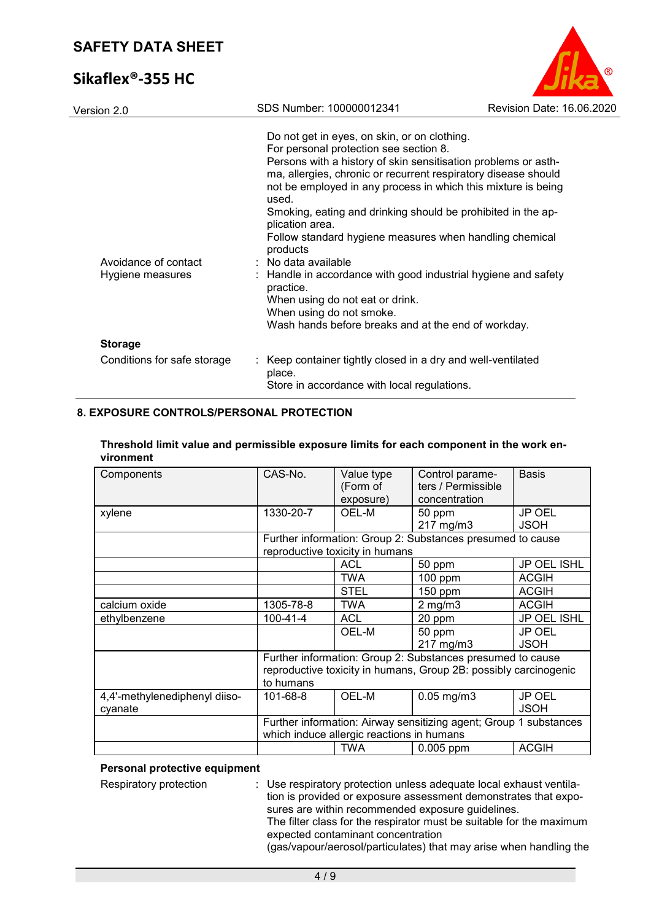Do not get in eyes, on skin, or on clothing.
For personal protection see section 8.
Persons with a history of skin sensitisation problems or asthma, allergies, chronic or recurrent respiratory disease should not be employed in any process in which this mixture is being used.
Smoking, eating and drinking should be prohibited in the application area.
Follow standard hygiene measures when handling chemical products

Avoidance of contact : No data available

Hygiene measures : Handle in accordance with good industrial hygiene and safety practice.
When using do not eat or drink.
When using do not smoke.
Wash hands before breaks and at the end of workday.

**Storage**

Conditions for safe storage : Keep container tightly closed in a dry and well-ventilated place.
Store in accordance with local regulations.

## 8. EXPOSURE CONTROLS/PERSONAL PROTECTION

**Threshold limit value and permissible exposure limits for each component in the work environment**

| Components | CAS-No. | Value type (Form of exposure) | Control parameters / Permissible concentration | Basis |
|---|---|---|---|---|
| xylene | 1330-20-7 | OEL-M | 50 ppm<br>217 mg/m3 | JP OEL JSOH |
| | Further information: Group 2: Substances presumed to cause reproductive toxicity in humans | | | |
| | | ACL | 50 ppm | JP OEL ISHL |
| | | TWA | 100 ppm | ACGIH |
| | | STEL | 150 ppm | ACGIH |
| calcium oxide | 1305-78-8 | TWA | 2 mg/m3 | ACGIH |
| ethylbenzene | 100-41-4 | ACL | 20 ppm | JP OEL ISHL |
| | | OEL-M | 50 ppm<br>217 mg/m3 | JP OEL JSOH |
| | Further information: Group 2: Substances presumed to cause reproductive toxicity in humans, Group 2B: possibly carcinogenic to humans | | | |
| 4,4'-methylenediphenyl diisocyanate | 101-68-8 | OEL-M | 0.05 mg/m3 | JP OEL JSOH |
| | Further information: Airway sensitizing agent; Group 1 substances which induce allergic reactions in humans | | | |
| | | TWA | 0.005 ppm | ACGIH |

**Personal protective equipment**

Respiratory protection : Use respiratory protection unless adequate local exhaust ventilation is provided or exposure assessment demonstrates that exposures are within recommended exposure guidelines.
The filter class for the respirator must be suitable for the maximum expected contaminant concentration (gas/vapour/aerosol/particulates) that may arise when handling the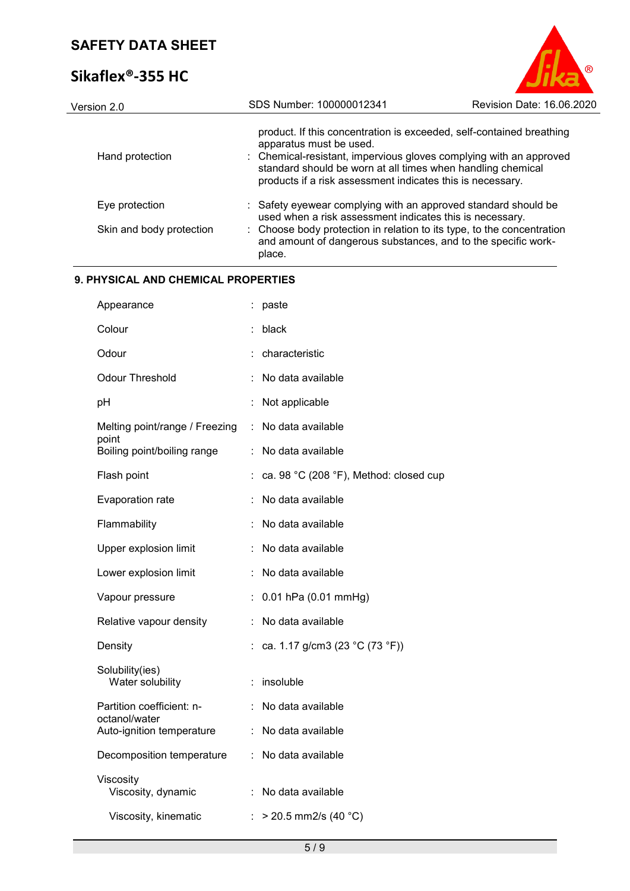| | | |
|---|---|---|
| | | product. If this concentration is exceeded, self-contained breathing apparatus must be used. |
| Hand protection | : | Chemical-resistant, impervious gloves complying with an approved standard should be worn at all times when handling chemical products if a risk assessment indicates this is necessary. |
| Eye protection | : | Safety eyewear complying with an approved standard should be used when a risk assessment indicates this is necessary. |
| Skin and body protection | : | Choose body protection in relation to its type, to the concentration and amount of dangerous substances, and to the specific work-place. |

## 9. PHYSICAL AND CHEMICAL PROPERTIES

| | | |
|---|---|---|
| Appearance | : | paste |
| Colour | : | black |
| Odour | : | characteristic |
| Odour Threshold | : | No data available |
| pH | : | Not applicable |
| Melting point/range / Freezing point | : | No data available |
| Boiling point/boiling range | : | No data available |
| Flash point | : | ca. 98 °C (208 °F), Method: closed cup |
| Evaporation rate | : | No data available |
| Flammability | : | No data available |
| Upper explosion limit | : | No data available |
| Lower explosion limit | : | No data available |
| Vapour pressure | : | 0.01 hPa (0.01 mmHg) |
| Relative vapour density | : | No data available |
| Density | : | ca. 1.17 g/cm3 (23 °C (73 °F)) |
| Solubility(ies) | | |
| Water solubility | : | insoluble |
| Partition coefficient: n-octanol/water | : | No data available |
| Auto-ignition temperature | : | No data available |
| Decomposition temperature | : | No data available |
| Viscosity | | |
| Viscosity, dynamic | : | No data available |
| Viscosity, kinematic | : | > 20.5 mm2/s (40 °C) |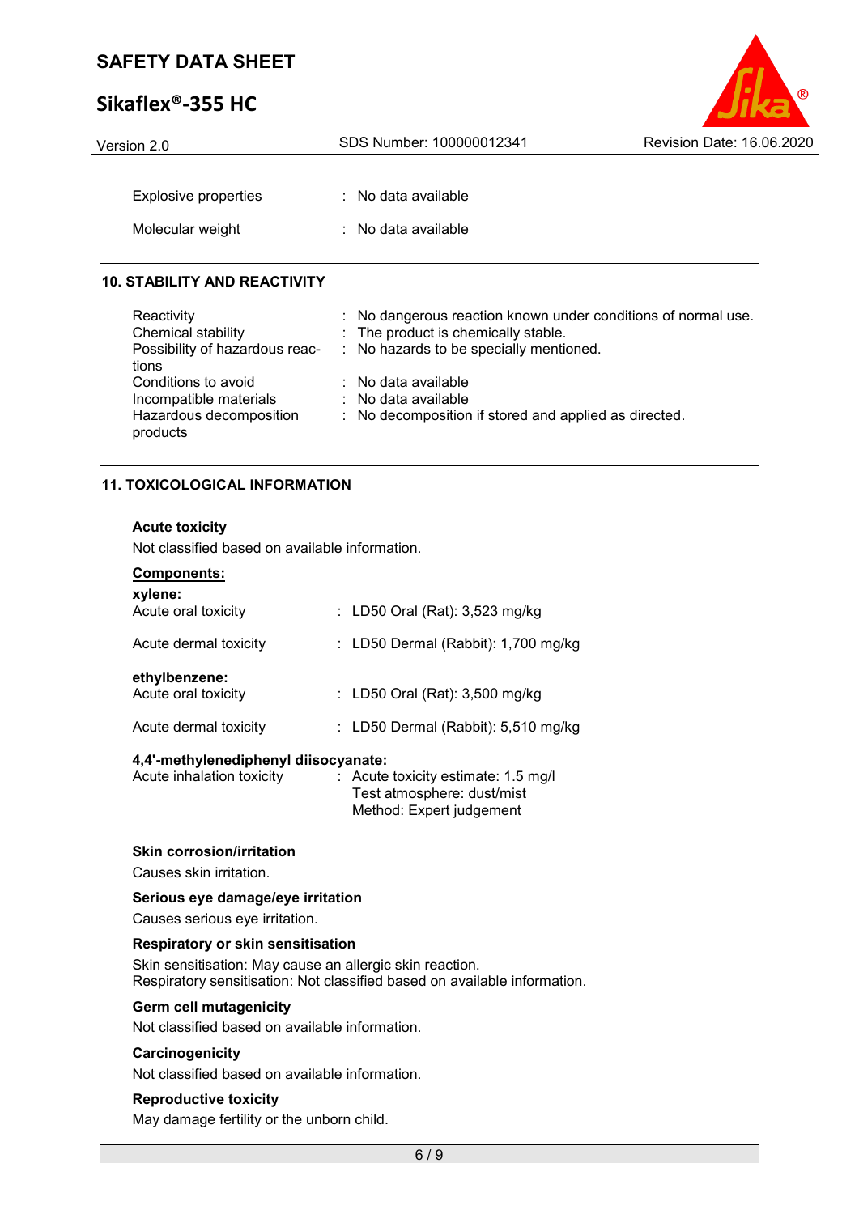| | |
|---|---|
| Explosive properties | : No data available |
| Molecular weight | : No data available |

## 10. STABILITY AND REACTIVITY

| | |
|---|---|
| Reactivity | : No dangerous reaction known under conditions of normal use. |
| Chemical stability | : The product is chemically stable. |
| Possibility of hazardous reactions | : No hazards to be specially mentioned. |
| Conditions to avoid | : No data available |
| Incompatible materials | : No data available |
| Hazardous decomposition products | : No decomposition if stored and applied as directed. |

## 11. TOXICOLOGICAL INFORMATION

**Acute toxicity**

Not classified based on available information.

**Components:**

**xylene:**

| | |
|---|---|
| Acute oral toxicity | : LD50 Oral (Rat): 3,523 mg/kg |
| Acute dermal toxicity | : LD50 Dermal (Rabbit): 1,700 mg/kg |

**ethylbenzene:**

| | |
|---|---|
| Acute oral toxicity | : LD50 Oral (Rat): 3,500 mg/kg |
| Acute dermal toxicity | : LD50 Dermal (Rabbit): 5,510 mg/kg |

**4,4'-methylenediphenyl diisocyanate:**

| | |
|---|---|
| Acute inhalation toxicity | : Acute toxicity estimate: 1.5 mg/l<br>Test atmosphere: dust/mist<br>Method: Expert judgement |

**Skin corrosion/irritation**

Causes skin irritation.

**Serious eye damage/eye irritation**

Causes serious eye irritation.

**Respiratory or skin sensitisation**

Skin sensitisation: May cause an allergic skin reaction.
Respiratory sensitisation: Not classified based on available information.

**Germ cell mutagenicity**

Not classified based on available information.

**Carcinogenicity**

Not classified based on available information.

**Reproductive toxicity**

May damage fertility or the unborn child.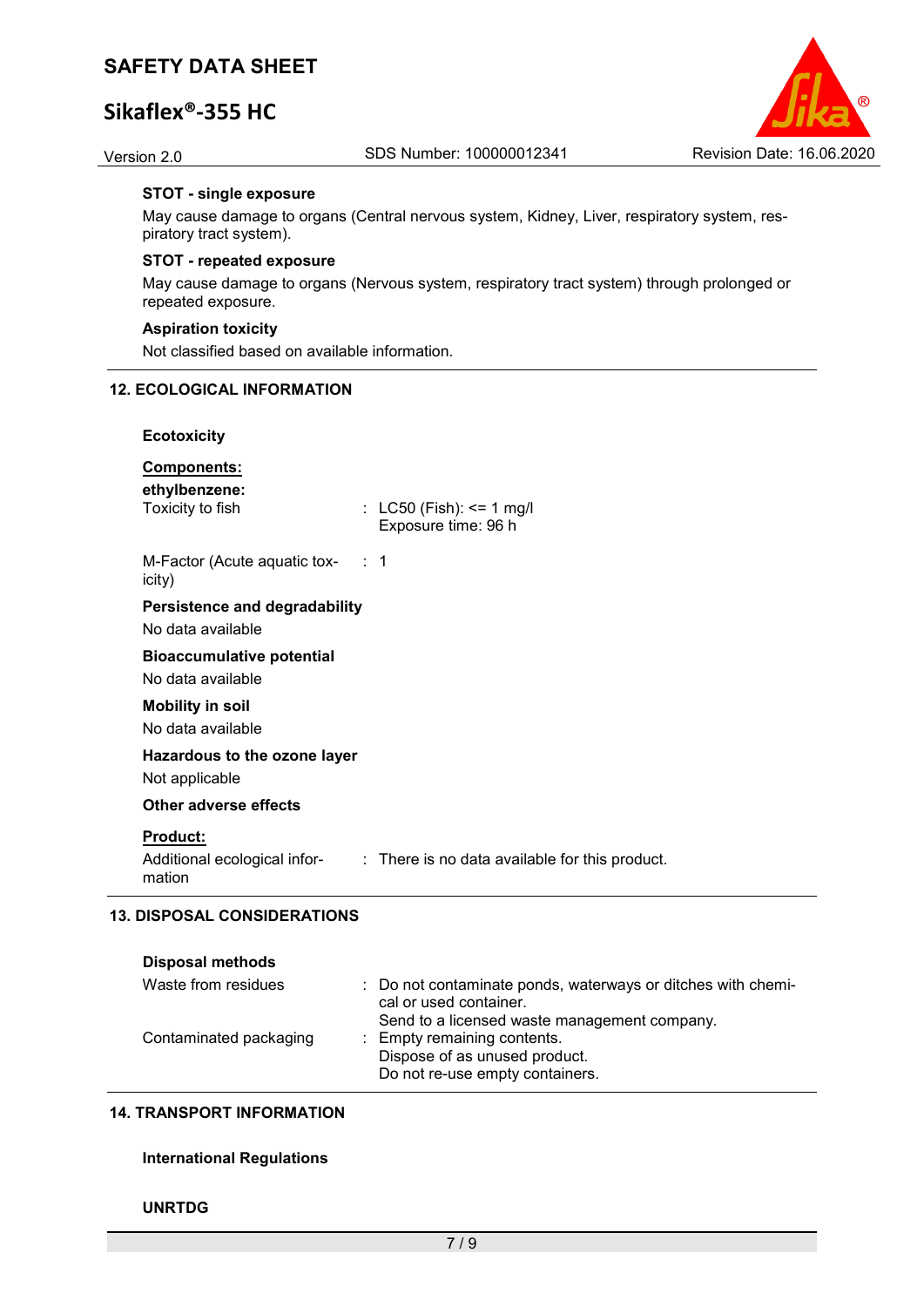**STOT - single exposure**

May cause damage to organs (Central nervous system, Kidney, Liver, respiratory system, respiratory tract system).

**STOT - repeated exposure**

May cause damage to organs (Nervous system, respiratory tract system) through prolonged or repeated exposure.

**Aspiration toxicity**

Not classified based on available information.

## 12. ECOLOGICAL INFORMATION

**Ecotoxicity**

**Components:**

**ethylbenzene:**

| | |
|---|---|
| Toxicity to fish | : LC50 (Fish): <= 1 mg/l<br>Exposure time: 96 h |
| M-Factor (Acute aquatic toxicity) | : 1 |

**Persistence and degradability**

No data available

**Bioaccumulative potential**

No data available

**Mobility in soil**

No data available

**Hazardous to the ozone layer**

Not applicable

**Other adverse effects**

**Product:**

| | |
|---|---|
| Additional ecological information | : There is no data available for this product. |

## 13. DISPOSAL CONSIDERATIONS

**Disposal methods**

| | |
|---|---|
| Waste from residues | : Do not contaminate ponds, waterways or ditches with chemical or used container.<br>Send to a licensed waste management company. |
| Contaminated packaging | : Empty remaining contents.<br>Dispose of as unused product.<br>Do not re-use empty containers. |

## 14. TRANSPORT INFORMATION

**International Regulations**

**UNRTDG**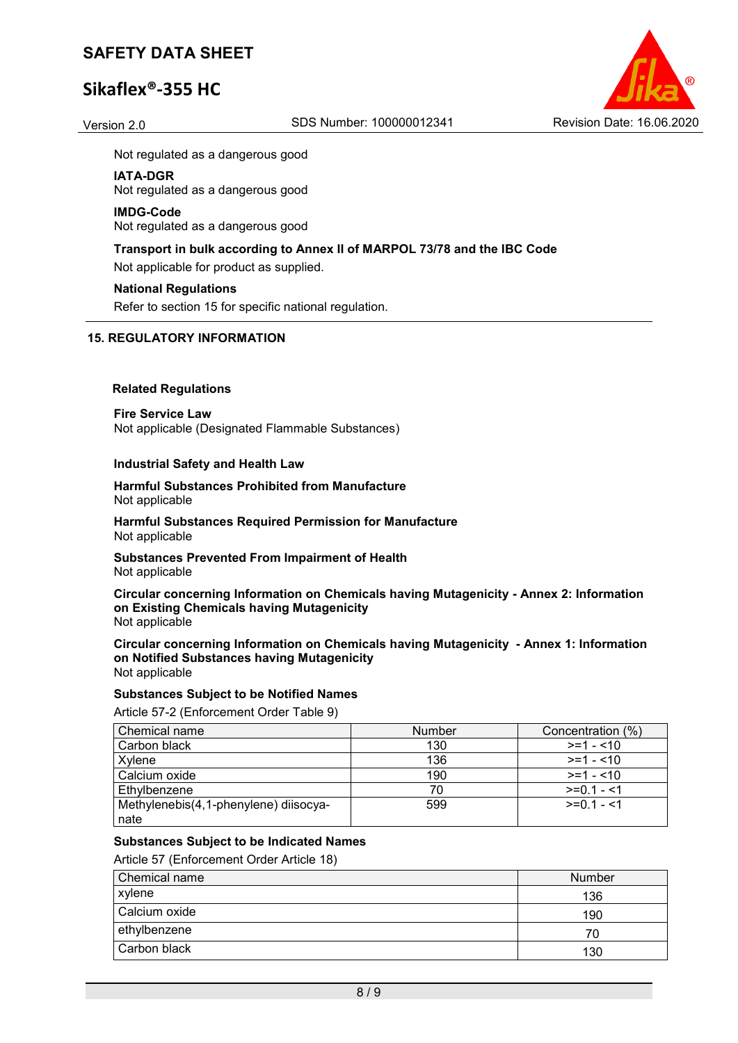Not regulated as a dangerous good

**IATA-DGR**
Not regulated as a dangerous good

**IMDG-Code**
Not regulated as a dangerous good

**Transport in bulk according to Annex II of MARPOL 73/78 and the IBC Code**
Not applicable for product as supplied.

**National Regulations**
Refer to section 15 for specific national regulation.

## 15. REGULATORY INFORMATION

**Related Regulations**

**Fire Service Law**
Not applicable (Designated Flammable Substances)

**Industrial Safety and Health Law**

**Harmful Substances Prohibited from Manufacture**
Not applicable

**Harmful Substances Required Permission for Manufacture**
Not applicable

**Substances Prevented From Impairment of Health**
Not applicable

**Circular concerning Information on Chemicals having Mutagenicity - Annex 2: Information on Existing Chemicals having Mutagenicity**
Not applicable

**Circular concerning Information on Chemicals having Mutagenicity - Annex 1: Information on Notified Substances having Mutagenicity**
Not applicable

**Substances Subject to be Notified Names**
Article 57-2 (Enforcement Order Table 9)

| Chemical name | Number | Concentration (%) |
|---|---|---|
| Carbon black | 130 | >=1 - <10 |
| Xylene | 136 | >=1 - <10 |
| Calcium oxide | 190 | >=1 - <10 |
| Ethylbenzene | 70 | >=0.1 - <1 |
| Methylenebis(4,1-phenylene) diisocyanate | 599 | >=0.1 - <1 |

**Substances Subject to be Indicated Names**
Article 57 (Enforcement Order Article 18)

| Chemical name | Number |
|---|---|
| xylene | 136 |
| Calcium oxide | 190 |
| ethylbenzene | 70 |
| Carbon black | 130 |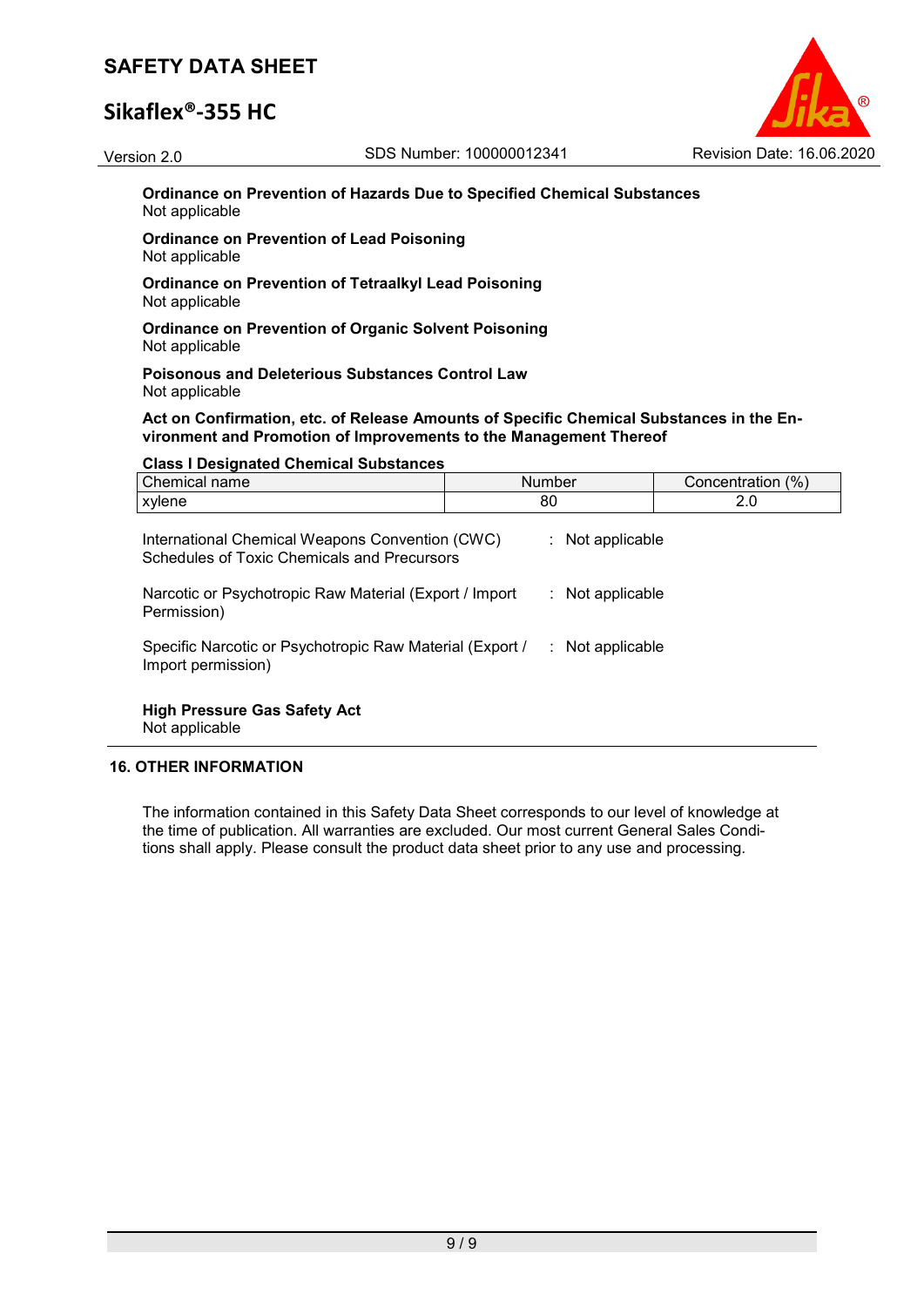**Ordinance on Prevention of Hazards Due to Specified Chemical Substances**
Not applicable

**Ordinance on Prevention of Lead Poisoning**
Not applicable

**Ordinance on Prevention of Tetraalkyl Lead Poisoning**
Not applicable

**Ordinance on Prevention of Organic Solvent Poisoning**
Not applicable

**Poisonous and Deleterious Substances Control Law**
Not applicable

**Act on Confirmation, etc. of Release Amounts of Specific Chemical Substances in the Environment and Promotion of Improvements to the Management Thereof**

**Class I Designated Chemical Substances**

| Chemical name | Number | Concentration (%) |
|---|---|---|
| xylene | 80 | 2.0 |

International Chemical Weapons Convention (CWC) Schedules of Toxic Chemicals and Precursors : Not applicable

Narcotic or Psychotropic Raw Material (Export / Import Permission) : Not applicable

Specific Narcotic or Psychotropic Raw Material (Export / Import permission) : Not applicable

**High Pressure Gas Safety Act**
Not applicable

## 16. OTHER INFORMATION

The information contained in this Safety Data Sheet corresponds to our level of knowledge at the time of publication. All warranties are excluded. Our most current General Sales Conditions shall apply. Please consult the product data sheet prior to any use and processing.